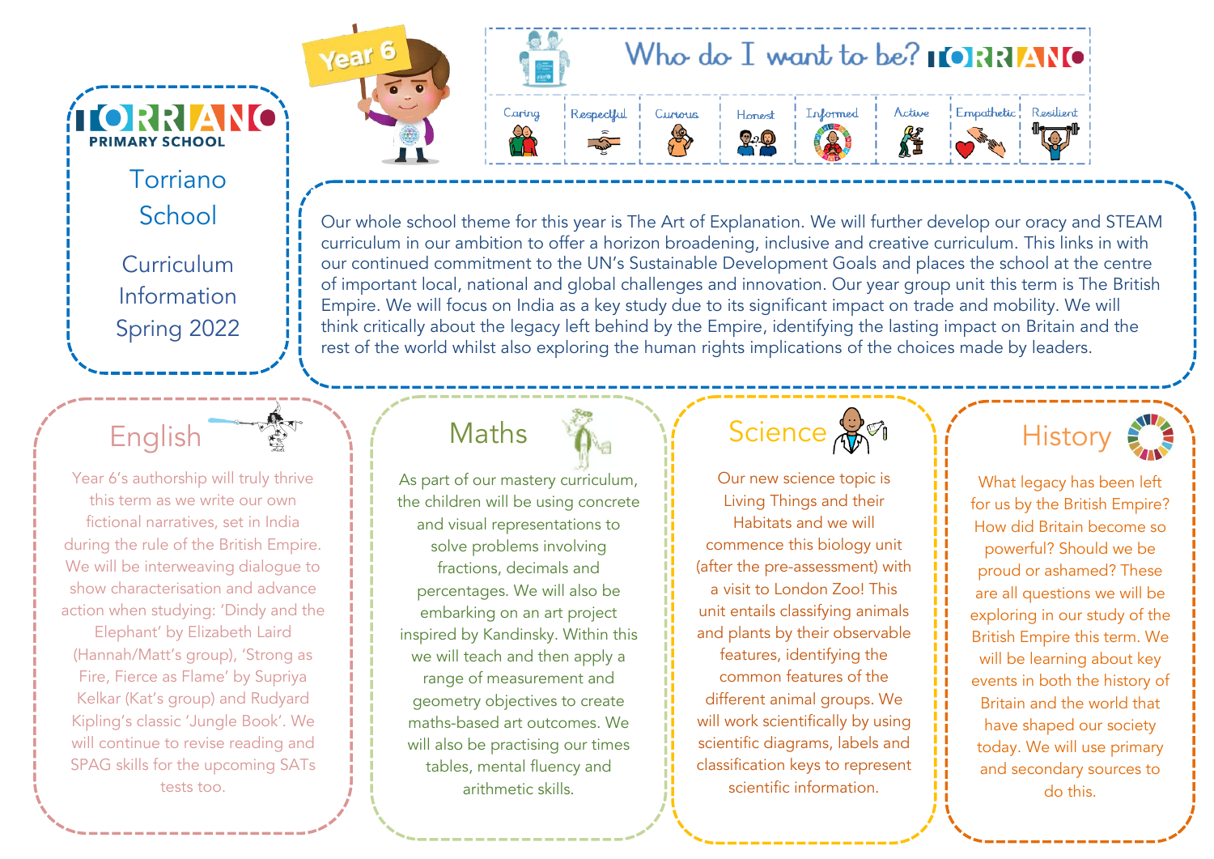# TORRIANO PRIMARY SCHOOL

## Torriano School

## Curriculum Information Spring 2022

Year 6

**Who do I want to be? TORRIANO**

Caring | Respectful | Curious | Honest | Informed | Active | Empathetic | Resilient

Our whole school theme for this year is The Art of Explanation. We will further develop our oracy and STEAM curriculum in our ambition to offer a horizon broadening, inclusive and creative curriculum. This links in with our continued commitment to the UN's Sustainable Development Goals and places the school at the centre of important local, national and global challenges and innovation. Our year group unit this term is The British Empire. We will focus on India as a key study due to its significant impact on trade and mobility. We will think critically about the legacy left behind by the Empire, identifying the lasting impact on Britain and the rest of the world whilst also exploring the human rights implications of the choices made by leaders.

## English

Year 6's authorship will truly thrive this term as we write our own fictional narratives, set in India during the rule of the British Empire. We will be interweaving dialogue to show characterisation and advance action when studying: 'Dindy and the Elephant' by Elizabeth Laird (Hannah/Matt's group), 'Strong as Fire, Fierce as Flame' by Supriya Kelkar (Kat's group) and Rudyard Kipling's classic 'Jungle Book'. We will continue to revise reading and SPAG skills for the upcoming SATs tests too.

## Maths

As part of our mastery curriculum, the children will be using concrete and visual representations to solve problems involving fractions, decimals and percentages. We will also be embarking on an art project inspired by Kandinsky. Within this we will teach and then apply a range of measurement and geometry objectives to create maths-based art outcomes. We will also be practising our times tables, mental fluency and arithmetic skills.

## Science

Our new science topic is Living Things and their Habitats and we will commence this biology unit (after the pre-assessment) with a visit to London Zoo! This unit entails classifying animals and plants by their observable features, identifying the common features of the different animal groups. We will work scientifically by using scientific diagrams, labels and classification keys to represent scientific information.

## History

What legacy has been left for us by the British Empire? How did Britain become so powerful? Should we be proud or ashamed? These are all questions we will be exploring in our study of the British Empire this term. We will be learning about key events in both the history of Britain and the world that have shaped our society today. We will use primary and secondary sources to do this.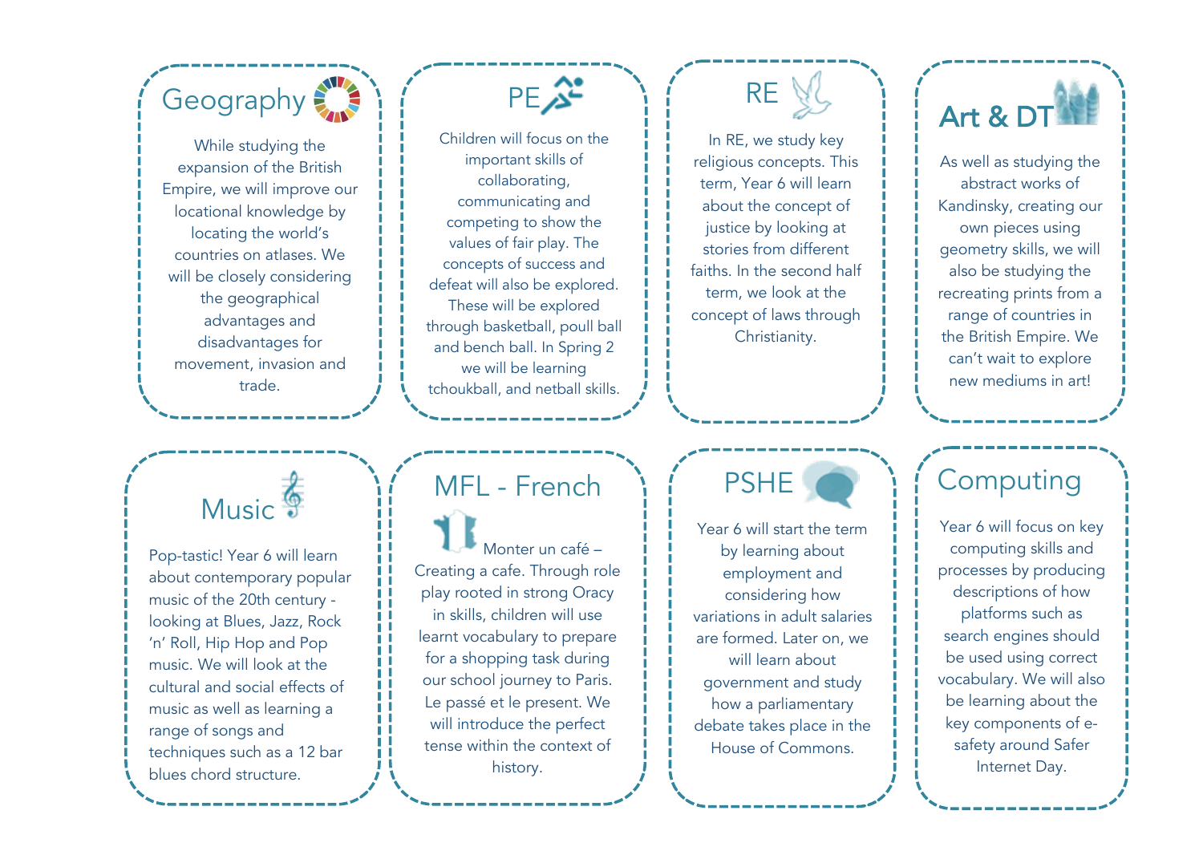## Geography

While studying the expansion of the British Empire, we will improve our locational knowledge by locating the world's countries on atlases. We will be closely considering the geographical advantages and disadvantages for movement, invasion and trade.

## PE

Children will focus on the important skills of collaborating, communicating and competing to show the values of fair play. The concepts of success and defeat will also be explored. These will be explored through basketball, poull ball and bench ball. In Spring 2 we will be learning tchoukball, and netball skills.

## RE

In RE, we study key religious concepts. This term, Year 6 will learn about the concept of justice by looking at stories from different faiths. In the second half term, we look at the concept of laws through Christianity.

## Art & DT

As well as studying the abstract works of Kandinsky, creating our own pieces using geometry skills, we will also be studying the recreating prints from a range of countries in the British Empire. We can't wait to explore new mediums in art!

## Music

Pop-tastic! Year 6 will learn about contemporary popular music of the 20th century - looking at Blues, Jazz, Rock 'n' Roll, Hip Hop and Pop music. We will look at the cultural and social effects of music as well as learning a range of songs and techniques such as a 12 bar blues chord structure.

## MFL - French

Monter un café – Creating a cafe. Through role play rooted in strong Oracy in skills, children will use learnt vocabulary to prepare for a shopping task during our school journey to Paris. Le passé et le present. We will introduce the perfect tense within the context of history.

## PSHE

Year 6 will start the term by learning about employment and considering how variations in adult salaries are formed. Later on, we will learn about government and study how a parliamentary debate takes place in the House of Commons.

## Computing

Year 6 will focus on key computing skills and processes by producing descriptions of how platforms such as search engines should be used using correct vocabulary. We will also be learning about the key components of e-safety around Safer Internet Day.